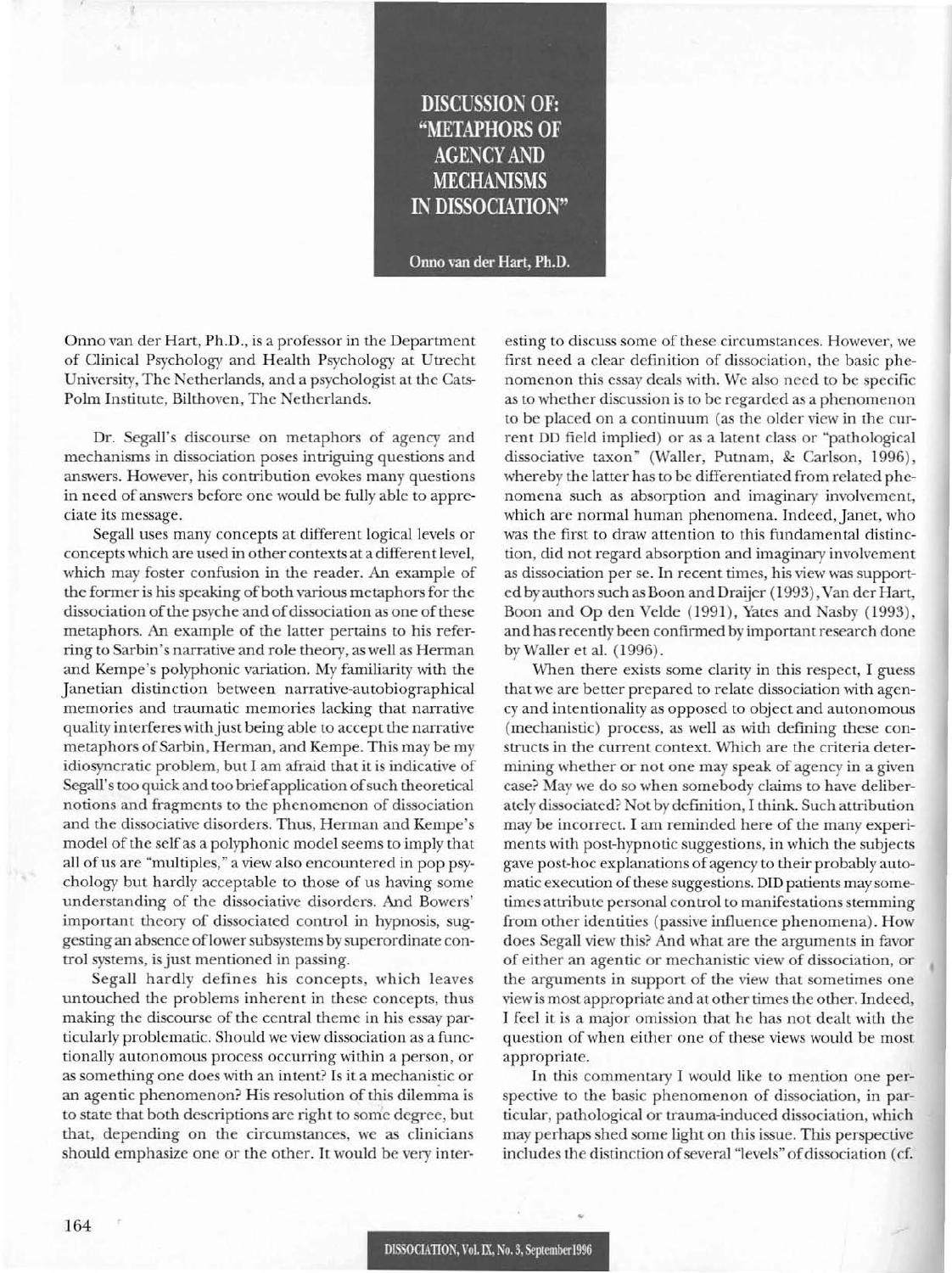# DISCUSSION OF: "METAPHORS OF AGENCY AND MECHANISMS IN DISSOCIATION"

**Onno van der Hart, Ph.D.**

Onno van der Hart, Ph.D., is a professor in the Department of Clinical Psychology and Health Psychology at Utrecht University, The Netherlands, and a psychologist at the Cats-Polm Institute, Bilthoven, The Netherlands.

Dr. Segall's discourse on metaphors of agency and mechanisms in dissociation poses intriguing questions and answers. However, his contribution evokes many questions in need of answers before one would be fully able to appreciate its message.

Segall uses many concepts at different logical levels or concepts which are used in other contexts at a different level, which may foster confusion in the reader. An example of the former is his speaking of both various metaphors for the dissociation of the psyche and of dissociation as one of these metaphors. An example of the latter pertains to his referring to Sarbin's narrative and role theory, as well as Herman and Kempe's polyphonic variation. My familiarity with the Janetian distinction between narrative-autobiographical memories and traumatic memories lacking that narrative quality interferes with just being able to accept the narrative metaphors of Sarbin, Herman, and Kempe. This may be my idiosyncratic problem, but I am afraid that it is indicative of Segall's too quick and too brief application of such theoretical notions and fragments to the phenomenon of dissociation and the dissociative disorders. Thus, Herman and Kempe's model of the self as a polyphonic model seems to imply that all of us are "multiples," a view also encountered in pop psychology but hardly acceptable to those of us having some understanding of the dissociative disorders. And Bowers' important theory of dissociated control in hypnosis, suggesting an absence of lower subsystems by superordinate control systems, is just mentioned in passing.

Segall hardly defines his concepts, which leaves untouched the problems inherent in these concepts, thus making the discourse of the central theme in his essay particularly problematic. Should we view dissociation as a functionally autonomous process occurring within a person, or as something one does with an intent? Is it a mechanistic or an agentic phenomenon? His resolution of this dilemma is to state that both descriptions are right to some degree, but that, depending on the circumstances, we as clinicians should emphasize one or the other. It would be very interesting to discuss some of these circumstances. However, we first need a clear definition of dissociation, the basic phenomenon this essay deals with. We also need to be specific as to whether discussion is to be regarded as a phenomenon to be placed on a continuum (as the older view in the current DD field implied) or as a latent class or "pathological dissociative taxon" (Waller, Putnam, & Carlson, 1996), whereby the latter has to be differentiated from related phenomena such as absorption and imaginary involvement, which are normal human phenomena. Indeed, Janet, who was the first to draw attention to this fundamental distinction, did not regard absorption and imaginary involvement as dissociation per se. In recent times, his view was supported by authors such as Boon and Draijer (1993), Van der Hart, Boon and Op den Velde (1991), Yates and Nasby (1993), and has recently been confirmed by important research done by Waller et al. (1996).

When there exists some clarity in this respect, I guess that we are better prepared to relate dissociation with agency and intentionality as opposed to object and autonomous (mechanistic) process, as well as with defining these constructs in the current context. Which are the criteria determining whether or not one may speak of agency in a given case? May we do so when somebody claims to have deliberately dissociated? Not by definition, I think. Such attribution may be incorrect. I am reminded here of the many experiments with post-hypnotic suggestions, in which the subjects gave post-hoc explanations of agency to their probably automatic execution of these suggestions. DID patients may sometimes attribute personal control to manifestations stemming from other identities (passive influence phenomena). How does Segall view this? And what are the arguments in favor of either an agentic or mechanistic view of dissociation, or the arguments in support of the view that sometimes one view is most appropriate and at other times the other. Indeed, I feel it is a major omission that he has not dealt with the question of when either one of these views would be most appropriate.

In this commentary I would like to mention one perspective to the basic phenomenon of dissociation, in particular, pathological or trauma-induced dissociation, which may perhaps shed some light on this issue. This perspective includes the distinction of several "levels" of dissociation (cf.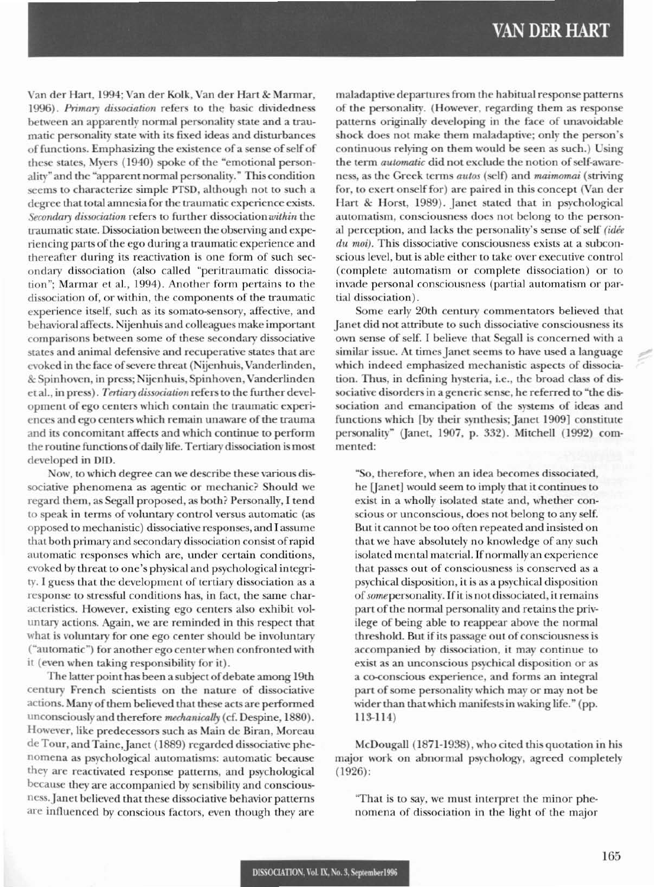Van der Hart, 1994; Van der Kolk, Van der Hart & Marmar, 1996). *Primary dissociation* refers to the basic dividedness between an apparently normal personality state and a traumatic personality state with its fixed ideas and disturbances of functions. Emphasizing the existence of a sense of self of these states, Myers (1940) spoke of the "emotional personality" and the "apparent normal personality." This condition seems to characterize simple PTSD, although not to such a degree that total amnesia for the traumatic experience exists. *Secondary dissociation* refers to further dissociation *within* the traumatic state. Dissociation between the observing and experiencing parts of the ego during a traumatic experience and thereafter during its reactivation is one form of such secondary dissociation (also called "peritraumatic dissociation"; Marmar et al., 1994). Another form pertains to the dissociation of, or within, the components of the traumatic experience itself, such as its somato-sensory, affective, and behavioral affects. Nijenhuis and colleagues make important comparisons between some of these secondary dissociative states and animal defensive and recuperative states that are evoked in the face of severe threat (Nijenhuis, Vanderlinden, & Spinhoven, in press; Nijenhuis, Spinhoven, Vanderlinden et al., in press). *Tertiary dissociation* refers to the further development of ego centers which contain the traumatic experiences and ego centers which remain unaware of the trauma and its concomitant affects and which continue to perform the routine functions of daily life. Tertiary dissociation is most developed in DID.

Now, to which degree can we describe these various dissociative phenomena as agentic or mechanic? Should we regard them, as Segall proposed, as both? Personally, I tend to speak in terms of voluntary control versus automatic (as opposed to mechanistic) dissociative responses, and I assume that both primary and secondary dissociation consist of rapid automatic responses which are, under certain conditions, evoked by threat to one's physical and psychological integrity. I guess that the development of tertiary dissociation as a response to stressful conditions has, in fact, the same characteristics. However, existing ego centers also exhibit voluntary actions. Again, we are reminded in this respect that what is voluntary for one ego center should be involuntary ("automatic") for another ego center when confronted with it (even when taking responsibility for it).

The latter point has been a subject of debate among 19th century French scientists on the nature of dissociative actions. Many of them believed that these acts are performed unconsciously and therefore *mechanically* (cf. Despine, 1880). However, like predecessors such as Main de Biran, Moreau de Tour, and Taine, Janet (1889) regarded dissociative phenomena as psychological automatisms: automatic because they are reactivated response patterns, and psychological because they are accompanied by sensibility and consciousness. Janet believed that these dissociative behavior patterns are influenced by conscious factors, even though they are maladaptive departures from the habitual response patterns of the personality. (However, regarding them as response patterns originally developing in the face of unavoidable shock does not make them maladaptive; only the person's continuous relying on them would be seen as such.) Using the term *automatic* did not exclude the notion of self-awareness, as the Greek terms *autos* (self) and *maimomai* (striving for, to exert onself for) are paired in this concept (Van der Hart & Horst, 1989). Janet stated that in psychological automatism, consciousness does not belong to the personal perception, and lacks the personality's sense of self *(idée du moi)*. This dissociative consciousness exists at a subconscious level, but is able either to take over executive control (complete automatism or complete dissociation) or to invade personal consciousness (partial automatism or partial dissociation).

Some early 20th century commentators believed that Janet did not attribute to such dissociative consciousness its own sense of self. I believe that Segall is concerned with a similar issue. At times Janet seems to have used a language which indeed emphasized mechanistic aspects of dissociation. Thus, in defining hysteria, i.e., the broad class of dissociative disorders in a generic sense, he referred to "the dissociation and emancipation of the systems of ideas and functions which [by their synthesis; Janet 1909] constitute personality" (Janet, 1907, p. 332). Mitchell (1992) commented:

> "So, therefore, when an idea becomes dissociated, he [Janet] would seem to imply that it continues to exist in a wholly isolated state and, whether conscious or unconscious, does not belong to any self. But it cannot be too often repeated and insisted on that we have absolutely no knowledge of any such isolated mental material. If normally an experience that passes out of consciousness is conserved as a psychical disposition, it is as a psychical disposition of *some* personality. If it is not dissociated, it remains part of the normal personality and retains the privilege of being able to reappear above the normal threshold. But if its passage out of consciousness is accompanied by dissociation, it may continue to exist as an unconscious psychical disposition or as a co-conscious experience, and forms an integral part of some personality which may or may not be wider than that which manifests in waking life." (pp. 113-114)

McDougall (1871-1938), who cited this quotation in his major work on abnormal psychology, agreed completely (1926):

> "That is to say, we must interpret the minor phenomena of dissociation in the light of the major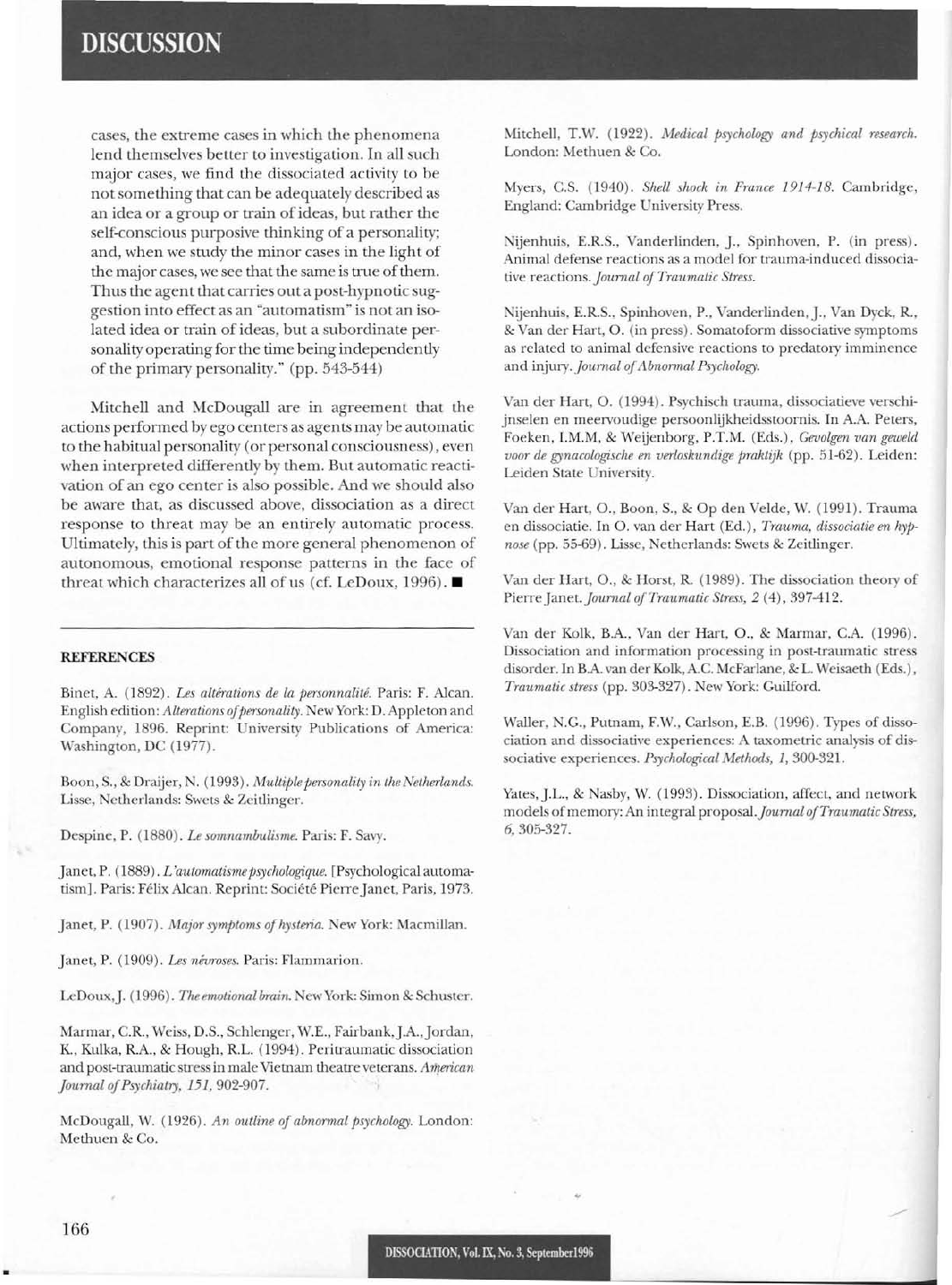cases, the extreme cases in which the phenomena lend themselves better to investigation. In all such major cases, we find the dissociated activity to be not something that can be adequately described as an idea or a group or train of ideas, but rather the self-conscious purposive thinking of a personality; and, when we study the minor cases in the light of the major cases, we see that the same is true of them. Thus the agent that carries out a post-hypnotic suggestion into effect as an "automatism" is not an isolated idea or train of ideas, but a subordinate personality operating for the time being independently of the primary personality." (pp. 543-544)

Mitchell and McDougall are in agreement that the actions performed by ego centers as agents may be automatic to the habitual personality (or personal consciousness), even when interpreted differently by them. But automatic reactivation of an ego center is also possible. And we should also be aware that, as discussed above, dissociation as a direct response to threat may be an entirely automatic process. Ultimately, this is part of the more general phenomenon of autonomous, emotional response patterns in the face of threat which characterizes all of us (cf. LeDoux, 1996). ■

## REFERENCES

Binet, A. (1892). *Les altérations de la personnalité*. Paris: F. Alcan. English edition: *Alterations of personality*. New York: D. Appleton and Company, 1896. Reprint: University Publications of America: Washington, DC (1977).

Boon, S., & Draijer, N. (1993). *Multiple personality in the Netherlands*. Lisse, Netherlands: Swets & Zeitlinger.

Despine, P. (1880). *Le somnambulisme*. Paris: F. Savy.

Janet, P. (1889). *L'automatisme psychologique*. [Psychological automatism]. Paris: Félix Alcan. Reprint: Société Pierre Janet, Paris, 1973.

Janet, P. (1907). *Major symptoms of hysteria*. New York: Macmillan.

Janet, P. (1909). *Les névroses*. Paris: Flammarion.

LeDoux, J. (1996). *The emotional brain*. New York: Simon & Schuster.

Marmar, C.R., Weiss, D.S., Schlenger, W.E., Fairbank, J.A., Jordan, K., Kulka, R.A., & Hough, R.L. (1994). Peritraumatic dissociation and post-traumatic stress in male Vietnam theatre veterans. *American Journal of Psychiatry, 151*, 902-907.

McDougall, W. (1926). *An outline of abnormal psychology*. London: Methuen & Co.

Mitchell, T.W. (1922). *Medical psychology and psychical research*. London: Methuen & Co.

Myers, C.S. (1940). *Shell shock in France 1914-18*. Cambridge, England: Cambridge University Press.

Nijenhuis, E.R.S., Vanderlinden, J., Spinhoven, P. (in press). Animal defense reactions as a model for trauma-induced dissociative reactions. *Journal of Traumatic Stress*.

Nijenhuis, E.R.S., Spinhoven, P., Vanderlinden, J., Van Dyck, R., & Van der Hart, O. (in press). Somatoform dissociative symptoms as related to animal defensive reactions to predatory imminence and injury. *Journal of Abnormal Psychology*.

Van der Hart, O. (1994). Psychisch trauma, dissociatieve verschijnselen en meervoudige persoonlijkheidsstoornis. In A.A. Peters, Foeken, I.M.M, & Weijenborg, P.T.M. (Eds.), *Gevolgen van geweld voor de gynacologische en verloskundige praktijk* (pp. 51-62). Leiden: Leiden State University.

Van der Hart, O., Boon, S., & Op den Velde, W. (1991). Trauma en dissociatie. In O. van der Hart (Ed.), *Trauma, dissociatie en hypnose* (pp. 55-69). Lisse, Netherlands: Swets & Zeitlinger.

Van der Hart, O., & Horst, R. (1989). The dissociation theory of Pierre Janet. *Journal of Traumatic Stress, 2* (4), 397-412.

Van der Kolk, B.A., Van der Hart, O., & Marmar, C.A. (1996). Dissociation and information processing in post-traumatic stress disorder. In B.A. van der Kolk, A.C. McFarlane, & L. Weisaeth (Eds.), *Traumatic stress* (pp. 303-327). New York: Guilford.

Waller, N.G., Putnam, F.W., Carlson, E.B. (1996). Types of dissociation and dissociative experiences: A taxometric analysis of dissociative experiences. *Psychological Methods, 1*, 300-321.

Yates, J.L., & Nasby, W. (1993). Dissociation, affect, and network models of memory: An integral proposal. *Journal of Traumatic Stress, 6*, 305-327.